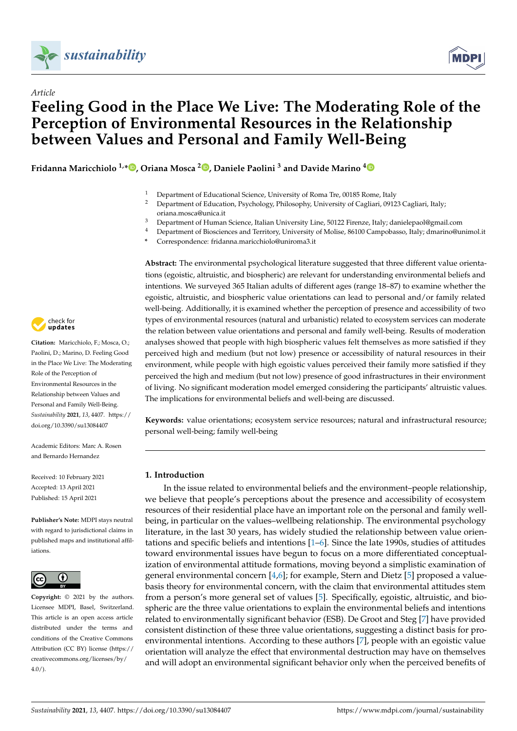*Article*

# Feeling Good in the Place We Live: The Moderating Role of the Perception of Environmental Resources in the Relationship between Values and Personal and Family Well-Being

**Fridanna Maricchiolo [1,*], Oriana Mosca [2], Daniele Paolini [3] and Davide Marino [4]**

[1] Department of Educational Science, University of Roma Tre, 00185 Rome, Italy
[2] Department of Education, Psychology, Philosophy, University of Cagliari, 09123 Cagliari, Italy; oriana.mosca@unica.it
[3] Department of Human Science, Italian University Line, 50122 Firenze, Italy; danielepaol@gmail.com
[4] Department of Biosciences and Territory, University of Molise, 86100 Campobasso, Italy; dmarino@unimol.it
[*] Correspondence: fridanna.maricchiolo@uniroma3.it

**Citation:** Maricchiolo, F.; Mosca, O.; Paolini, D.; Marino, D. Feeling Good in the Place We Live: The Moderating Role of the Perception of Environmental Resources in the Relationship between Values and Personal and Family Well-Being. *Sustainability* **2021**, *13*, 4407. https://doi.org/10.3390/su13084407

Academic Editors: Marc A. Rosen and Bernardo Hernandez

Received: 10 February 2021
Accepted: 13 April 2021
Published: 15 April 2021

**Publisher's Note:** MDPI stays neutral with regard to jurisdictional claims in published maps and institutional affiliations.

**Copyright:** © 2021 by the authors. Licensee MDPI, Basel, Switzerland. This article is an open access article distributed under the terms and conditions of the Creative Commons Attribution (CC BY) license (https://creativecommons.org/licenses/by/4.0/).

**Abstract:** The environmental psychological literature suggested that three different value orientations (egoistic, altruistic, and biospheric) are relevant for understanding environmental beliefs and intentions. We surveyed 365 Italian adults of different ages (range 18–87) to examine whether the egoistic, altruistic, and biospheric value orientations can lead to personal and/or family related well-being. Additionally, it is examined whether the perception of presence and accessibility of two types of environmental resources (natural and urbanistic) related to ecosystem services can moderate the relation between value orientations and personal and family well-being. Results of moderation analyses showed that people with high biospheric values felt themselves as more satisfied if they perceived high and medium (but not low) presence or accessibility of natural resources in their environment, while people with high egoistic values perceived their family more satisfied if they perceived the high and medium (but not low) presence of good infrastructures in their environment of living. No significant moderation model emerged considering the participants' altruistic values. The implications for environmental beliefs and well-being are discussed.

**Keywords:** value orientations; ecosystem service resources; natural and infrastructural resource; personal well-being; family well-being

## 1. Introduction

In the issue related to environmental beliefs and the environment–people relationship, we believe that people's perceptions about the presence and accessibility of ecosystem resources of their residential place have an important role on the personal and family well-being, in particular on the values–wellbeing relationship. The environmental psychology literature, in the last 30 years, has widely studied the relationship between value orientations and specific beliefs and intentions [1–6]. Since the late 1990s, studies of attitudes toward environmental issues have begun to focus on a more differentiated conceptualization of environmental attitude formations, moving beyond a simplistic examination of general environmental concern [4,6]; for example, Stern and Dietz [5] proposed a value-basis theory for environmental concern, with the claim that environmental attitudes stem from a person's more general set of values [5]. Specifically, egoistic, altruistic, and biospheric are the three value orientations to explain the environmental beliefs and intentions related to environmentally significant behavior (ESB). De Groot and Steg [7] have provided consistent distinction of these three value orientations, suggesting a distinct basis for pro-environmental intentions. According to these authors [7], people with an egoistic value orientation will analyze the effect that environmental destruction may have on themselves and will adopt an environmental significant behavior only when the perceived benefits of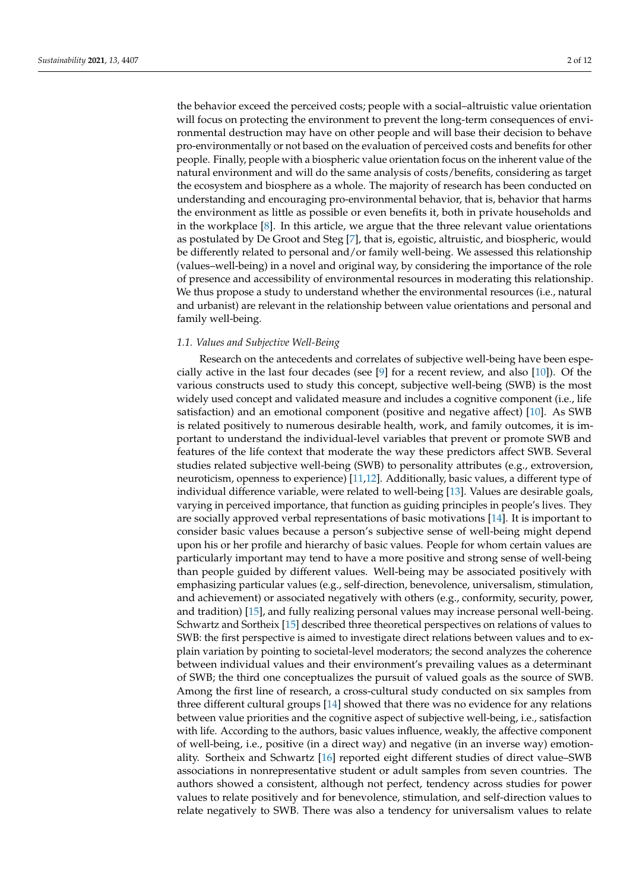the behavior exceed the perceived costs; people with a social–altruistic value orientation will focus on protecting the environment to prevent the long-term consequences of environmental destruction may have on other people and will base their decision to behave pro-environmentally or not based on the evaluation of perceived costs and benefits for other people. Finally, people with a biospheric value orientation focus on the inherent value of the natural environment and will do the same analysis of costs/benefits, considering as target the ecosystem and biosphere as a whole. The majority of research has been conducted on understanding and encouraging pro-environmental behavior, that is, behavior that harms the environment as little as possible or even benefits it, both in private households and in the workplace [8]. In this article, we argue that the three relevant value orientations as postulated by De Groot and Steg [7], that is, egoistic, altruistic, and biospheric, would be differently related to personal and/or family well-being. We assessed this relationship (values–well-being) in a novel and original way, by considering the importance of the role of presence and accessibility of environmental resources in moderating this relationship. We thus propose a study to understand whether the environmental resources (i.e., natural and urbanist) are relevant in the relationship between value orientations and personal and family well-being.

### 1.1. Values and Subjective Well-Being

Research on the antecedents and correlates of subjective well-being have been especially active in the last four decades (see [9] for a recent review, and also [10]). Of the various constructs used to study this concept, subjective well-being (SWB) is the most widely used concept and validated measure and includes a cognitive component (i.e., life satisfaction) and an emotional component (positive and negative affect) [10]. As SWB is related positively to numerous desirable health, work, and family outcomes, it is important to understand the individual-level variables that prevent or promote SWB and features of the life context that moderate the way these predictors affect SWB. Several studies related subjective well-being (SWB) to personality attributes (e.g., extroversion, neuroticism, openness to experience) [11,12]. Additionally, basic values, a different type of individual difference variable, were related to well-being [13]. Values are desirable goals, varying in perceived importance, that function as guiding principles in people's lives. They are socially approved verbal representations of basic motivations [14]. It is important to consider basic values because a person's subjective sense of well-being might depend upon his or her profile and hierarchy of basic values. People for whom certain values are particularly important may tend to have a more positive and strong sense of well-being than people guided by different values. Well-being may be associated positively with emphasizing particular values (e.g., self-direction, benevolence, universalism, stimulation, and achievement) or associated negatively with others (e.g., conformity, security, power, and tradition) [15], and fully realizing personal values may increase personal well-being. Schwartz and Sortheix [15] described three theoretical perspectives on relations of values to SWB: the first perspective is aimed to investigate direct relations between values and to explain variation by pointing to societal-level moderators; the second analyzes the coherence between individual values and their environment's prevailing values as a determinant of SWB; the third one conceptualizes the pursuit of valued goals as the source of SWB. Among the first line of research, a cross-cultural study conducted on six samples from three different cultural groups [14] showed that there was no evidence for any relations between value priorities and the cognitive aspect of subjective well-being, i.e., satisfaction with life. According to the authors, basic values influence, weakly, the affective component of well-being, i.e., positive (in a direct way) and negative (in an inverse way) emotionality. Sortheix and Schwartz [16] reported eight different studies of direct value–SWB associations in nonrepresentative student or adult samples from seven countries. The authors showed a consistent, although not perfect, tendency across studies for power values to relate positively and for benevolence, stimulation, and self-direction values to relate negatively to SWB. There was also a tendency for universalism values to relate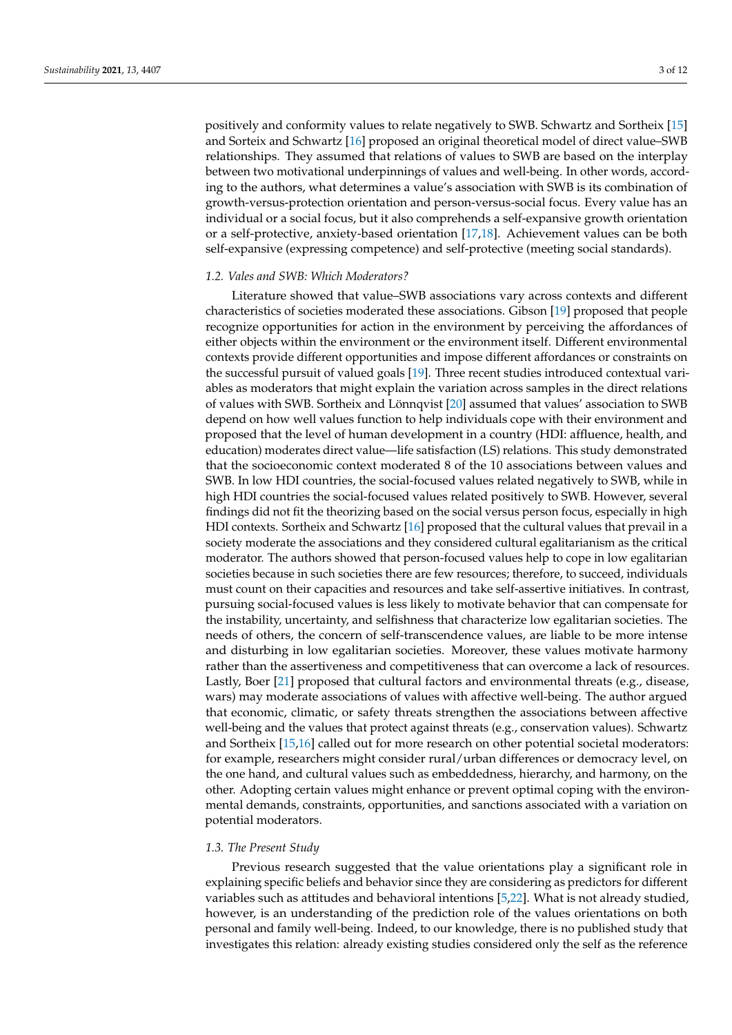positively and conformity values to relate negatively to SWB. Schwartz and Sortheix [15] and Sorteix and Schwartz [16] proposed an original theoretical model of direct value–SWB relationships. They assumed that relations of values to SWB are based on the interplay between two motivational underpinnings of values and well-being. In other words, according to the authors, what determines a value's association with SWB is its combination of growth-versus-protection orientation and person-versus-social focus. Every value has an individual or a social focus, but it also comprehends a self-expansive growth orientation or a self-protective, anxiety-based orientation [17,18]. Achievement values can be both self-expansive (expressing competence) and self-protective (meeting social standards).

### 1.2. Vales and SWB: Which Moderators?

Literature showed that value–SWB associations vary across contexts and different characteristics of societies moderated these associations. Gibson [19] proposed that people recognize opportunities for action in the environment by perceiving the affordances of either objects within the environment or the environment itself. Different environmental contexts provide different opportunities and impose different affordances or constraints on the successful pursuit of valued goals [19]. Three recent studies introduced contextual variables as moderators that might explain the variation across samples in the direct relations of values with SWB. Sortheix and Lönnqvist [20] assumed that values' association to SWB depend on how well values function to help individuals cope with their environment and proposed that the level of human development in a country (HDI: affluence, health, and education) moderates direct value—life satisfaction (LS) relations. This study demonstrated that the socioeconomic context moderated 8 of the 10 associations between values and SWB. In low HDI countries, the social-focused values related negatively to SWB, while in high HDI countries the social-focused values related positively to SWB. However, several findings did not fit the theorizing based on the social versus person focus, especially in high HDI contexts. Sortheix and Schwartz [16] proposed that the cultural values that prevail in a society moderate the associations and they considered cultural egalitarianism as the critical moderator. The authors showed that person-focused values help to cope in low egalitarian societies because in such societies there are few resources; therefore, to succeed, individuals must count on their capacities and resources and take self-assertive initiatives. In contrast, pursuing social-focused values is less likely to motivate behavior that can compensate for the instability, uncertainty, and selfishness that characterize low egalitarian societies. The needs of others, the concern of self-transcendence values, are liable to be more intense and disturbing in low egalitarian societies. Moreover, these values motivate harmony rather than the assertiveness and competitiveness that can overcome a lack of resources. Lastly, Boer [21] proposed that cultural factors and environmental threats (e.g., disease, wars) may moderate associations of values with affective well-being. The author argued that economic, climatic, or safety threats strengthen the associations between affective well-being and the values that protect against threats (e.g., conservation values). Schwartz and Sortheix [15,16] called out for more research on other potential societal moderators: for example, researchers might consider rural/urban differences or democracy level, on the one hand, and cultural values such as embeddedness, hierarchy, and harmony, on the other. Adopting certain values might enhance or prevent optimal coping with the environmental demands, constraints, opportunities, and sanctions associated with a variation on potential moderators.

### 1.3. The Present Study

Previous research suggested that the value orientations play a significant role in explaining specific beliefs and behavior since they are considering as predictors for different variables such as attitudes and behavioral intentions [5,22]. What is not already studied, however, is an understanding of the prediction role of the values orientations on both personal and family well-being. Indeed, to our knowledge, there is no published study that investigates this relation: already existing studies considered only the self as the reference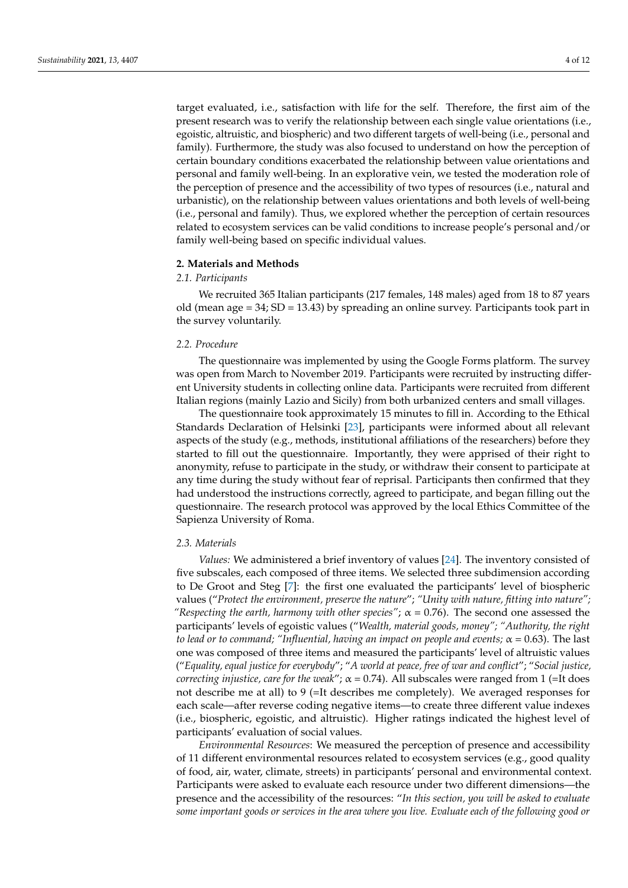target evaluated, i.e., satisfaction with life for the self. Therefore, the first aim of the present research was to verify the relationship between each single value orientations (i.e., egoistic, altruistic, and biospheric) and two different targets of well-being (i.e., personal and family). Furthermore, the study was also focused to understand on how the perception of certain boundary conditions exacerbated the relationship between value orientations and personal and family well-being. In an explorative vein, we tested the moderation role of the perception of presence and the accessibility of two types of resources (i.e., natural and urbanistic), on the relationship between values orientations and both levels of well-being (i.e., personal and family). Thus, we explored whether the perception of certain resources related to ecosystem services can be valid conditions to increase people's personal and/or family well-being based on specific individual values.

## 2. Materials and Methods

### 2.1. Participants

We recruited 365 Italian participants (217 females, 148 males) aged from 18 to 87 years old (mean age = 34; SD = 13.43) by spreading an online survey. Participants took part in the survey voluntarily.

### 2.2. Procedure

The questionnaire was implemented by using the Google Forms platform. The survey was open from March to November 2019. Participants were recruited by instructing different University students in collecting online data. Participants were recruited from different Italian regions (mainly Lazio and Sicily) from both urbanized centers and small villages.

The questionnaire took approximately 15 minutes to fill in. According to the Ethical Standards Declaration of Helsinki [23], participants were informed about all relevant aspects of the study (e.g., methods, institutional affiliations of the researchers) before they started to fill out the questionnaire. Importantly, they were apprised of their right to anonymity, refuse to participate in the study, or withdraw their consent to participate at any time during the study without fear of reprisal. Participants then confirmed that they had understood the instructions correctly, agreed to participate, and began filling out the questionnaire. The research protocol was approved by the local Ethics Committee of the Sapienza University of Roma.

### 2.3. Materials

*Values:* We administered a brief inventory of values [24]. The inventory consisted of five subscales, each composed of three items. We selected three subdimension according to De Groot and Steg [7]: the first one evaluated the participants' level of biospheric values ("*Protect the environment, preserve the nature*"; *"Unity with nature, fitting into nature"; "Respecting the earth, harmony with other species"*; $\alpha = 0.76$). The second one assessed the participants' levels of egoistic values ("*Wealth, material goods, money"; "Authority, the right to lead or to command; "Influential, having an impact on people and events;* $\alpha = 0.63$). The last one was composed of three items and measured the participants' level of altruistic values ("*Equality, equal justice for everybody*"; "*A world at peace, free of war and conflict*"; "*Social justice, correcting injustice, care for the weak*"; $\alpha = 0.74$). All subscales were ranged from 1 (=It does not describe me at all) to 9 (=It describes me completely). We averaged responses for each scale—after reverse coding negative items—to create three different value indexes (i.e., biospheric, egoistic, and altruistic). Higher ratings indicated the highest level of participants' evaluation of social values.

*Environmental Resources*: We measured the perception of presence and accessibility of 11 different environmental resources related to ecosystem services (e.g., good quality of food, air, water, climate, streets) in participants' personal and environmental context. Participants were asked to evaluate each resource under two different dimensions—the presence and the accessibility of the resources: "*In this section, you will be asked to evaluate some important goods or services in the area where you live. Evaluate each of the following good or*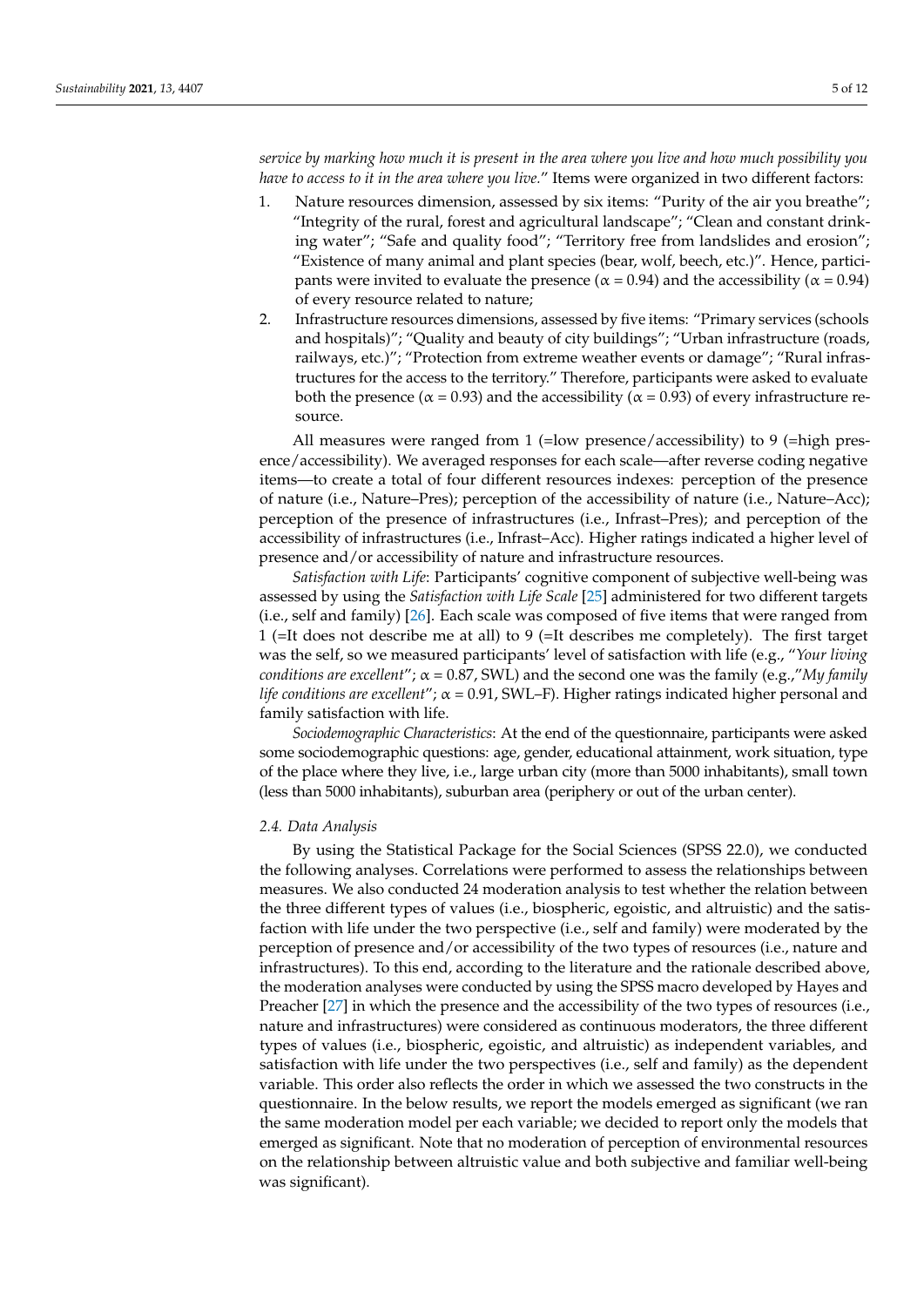*service by marking how much it is present in the area where you live and how much possibility you have to access to it in the area where you live*." Items were organized in two different factors:

1. Nature resources dimension, assessed by six items: "Purity of the air you breathe"; "Integrity of the rural, forest and agricultural landscape"; "Clean and constant drinking water"; "Safe and quality food"; "Territory free from landslides and erosion"; "Existence of many animal and plant species (bear, wolf, beech, etc.)". Hence, participants were invited to evaluate the presence ($\alpha = 0.94$) and the accessibility ($\alpha = 0.94$) of every resource related to nature;
2. Infrastructure resources dimensions, assessed by five items: "Primary services (schools and hospitals)"; "Quality and beauty of city buildings"; "Urban infrastructure (roads, railways, etc.)"; "Protection from extreme weather events or damage"; "Rural infrastructures for the access to the territory." Therefore, participants were asked to evaluate both the presence ($\alpha = 0.93$) and the accessibility ($\alpha = 0.93$) of every infrastructure resource.

All measures were ranged from 1 (=low presence/accessibility) to 9 (=high presence/accessibility). We averaged responses for each scale—after reverse coding negative items—to create a total of four different resources indexes: perception of the presence of nature (i.e., Nature–Pres); perception of the accessibility of nature (i.e., Nature–Acc); perception of the presence of infrastructures (i.e., Infrast–Pres); and perception of the accessibility of infrastructures (i.e., Infrast–Acc). Higher ratings indicated a higher level of presence and/or accessibility of nature and infrastructure resources.

*Satisfaction with Life*: Participants' cognitive component of subjective well-being was assessed by using the *Satisfaction with Life Scale* [25] administered for two different targets (i.e., self and family) [26]. Each scale was composed of five items that were ranged from 1 (=It does not describe me at all) to 9 (=It describes me completely). The first target was the self, so we measured participants' level of satisfaction with life (e.g., "*Your living conditions are excellent*"; $\alpha = 0.87$, SWL) and the second one was the family (e.g.,"*My family life conditions are excellent*"; $\alpha = 0.91$, SWL–F). Higher ratings indicated higher personal and family satisfaction with life.

*Sociodemographic Characteristics*: At the end of the questionnaire, participants were asked some sociodemographic questions: age, gender, educational attainment, work situation, type of the place where they live, i.e., large urban city (more than 5000 inhabitants), small town (less than 5000 inhabitants), suburban area (periphery or out of the urban center).

### 2.4. Data Analysis

By using the Statistical Package for the Social Sciences (SPSS 22.0), we conducted the following analyses. Correlations were performed to assess the relationships between measures. We also conducted 24 moderation analysis to test whether the relation between the three different types of values (i.e., biospheric, egoistic, and altruistic) and the satisfaction with life under the two perspective (i.e., self and family) were moderated by the perception of presence and/or accessibility of the two types of resources (i.e., nature and infrastructures). To this end, according to the literature and the rationale described above, the moderation analyses were conducted by using the SPSS macro developed by Hayes and Preacher [27] in which the presence and the accessibility of the two types of resources (i.e., nature and infrastructures) were considered as continuous moderators, the three different types of values (i.e., biospheric, egoistic, and altruistic) as independent variables, and satisfaction with life under the two perspectives (i.e., self and family) as the dependent variable. This order also reflects the order in which we assessed the two constructs in the questionnaire. In the below results, we report the models emerged as significant (we ran the same moderation model per each variable; we decided to report only the models that emerged as significant. Note that no moderation of perception of environmental resources on the relationship between altruistic value and both subjective and familiar well-being was significant).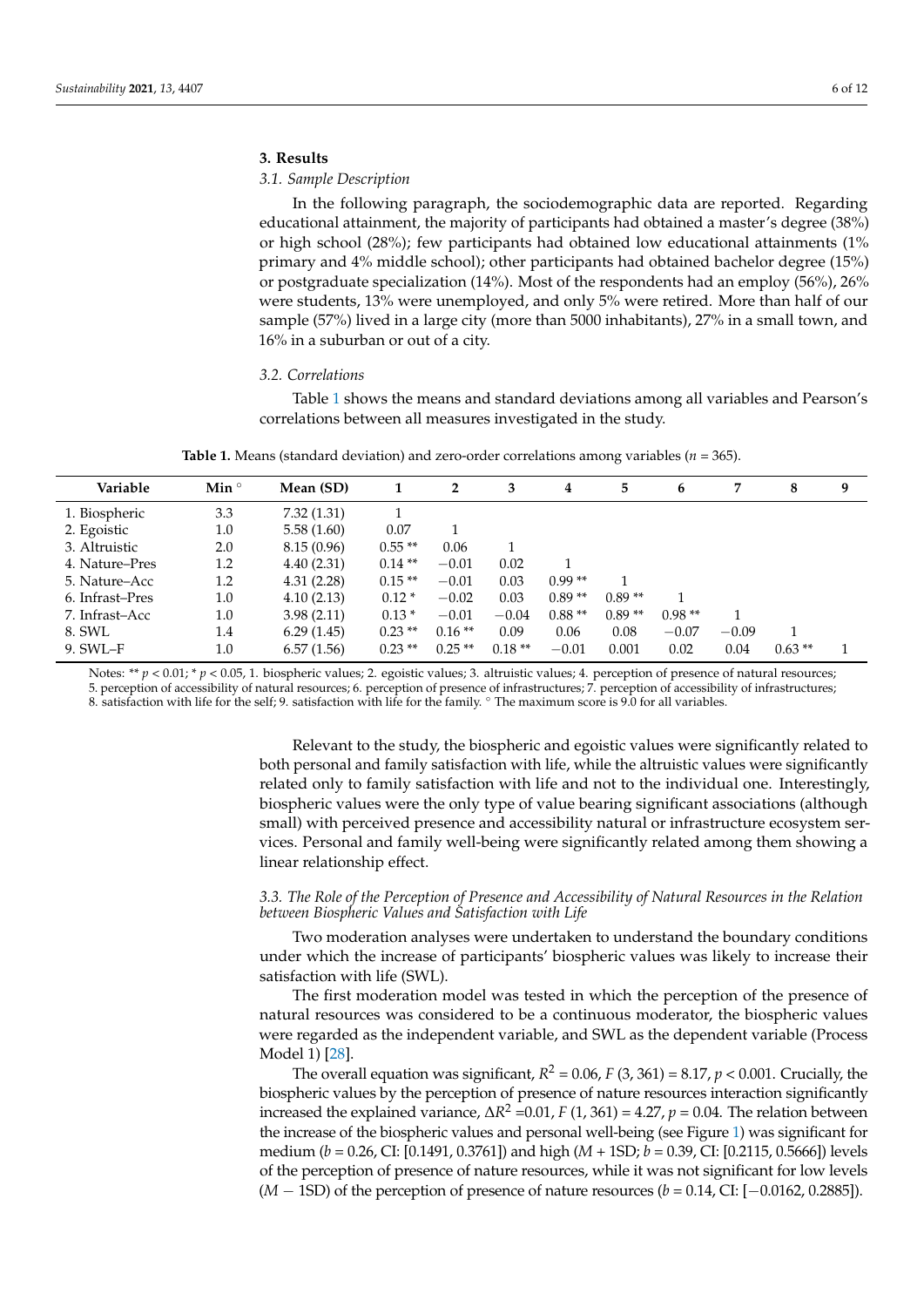## 3. Results

### 3.1. Sample Description

In the following paragraph, the sociodemographic data are reported. Regarding educational attainment, the majority of participants had obtained a master's degree (38%) or high school (28%); few participants had obtained low educational attainments (1% primary and 4% middle school); other participants had obtained bachelor degree (15%) or postgraduate specialization (14%). Most of the respondents had an employ (56%), 26% were students, 13% were unemployed, and only 5% were retired. More than half of our sample (57%) lived in a large city (more than 5000 inhabitants), 27% in a small town, and 16% in a suburban or out of a city.

### 3.2. Correlations

Table 1 shows the means and standard deviations among all variables and Pearson's correlations between all measures investigated in the study.

**Table 1.** Means (standard deviation) and zero-order correlations among variables ($n$ = 365).

| Variable | Min ° | Mean (SD) | 1 | 2 | 3 | 4 | 5 | 6 | 7 | 8 | 9 |
|---|---|---|---|---|---|---|---|---|---|---|---|
| 1. Biospheric | 3.3 | 7.32 (1.31) | 1 | | | | | | | | |
| 2. Egoistic | 1.0 | 5.58 (1.60) | 0.07 | 1 | | | | | | | |
| 3. Altruistic | 2.0 | 8.15 (0.96) | 0.55 ** | 0.06 | 1 | | | | | | |
| 4. Nature–Pres | 1.2 | 4.40 (2.31) | 0.14 ** | −0.01 | 0.02 | 1 | | | | | |
| 5. Nature–Acc | 1.2 | 4.31 (2.28) | 0.15 ** | −0.01 | 0.03 | 0.99 ** | 1 | | | | |
| 6. Infrast–Pres | 1.0 | 4.10 (2.13) | 0.12 * | −0.02 | 0.03 | 0.89 ** | 0.89 ** | 1 | | | |
| 7. Infrast–Acc | 1.0 | 3.98 (2.11) | 0.13 * | −0.01 | −0.04 | 0.88 ** | 0.89 ** | 0.98 ** | 1 | | |
| 8. SWL | 1.4 | 6.29 (1.45) | 0.23 ** | 0.16 ** | 0.09 | 0.06 | 0.08 | −0.07 | −0.09 | 1 | |
| 9. SWL–F | 1.0 | 6.57 (1.56) | 0.23 ** | 0.25 ** | 0.18 ** | −0.01 | 0.001 | 0.02 | 0.04 | 0.63 ** | 1 |

Notes: ** $p < 0.01$; * $p < 0.05$, 1. biospheric values; 2. egoistic values; 3. altruistic values; 4. perception of presence of natural resources; 5. perception of accessibility of natural resources; 6. perception of presence of infrastructures; 7. perception of accessibility of infrastructures; 8. satisfaction with life for the self; 9. satisfaction with life for the family. ° The maximum score is 9.0 for all variables.

Relevant to the study, the biospheric and egoistic values were significantly related to both personal and family satisfaction with life, while the altruistic values were significantly related only to family satisfaction with life and not to the individual one. Interestingly, biospheric values were the only type of value bearing significant associations (although small) with perceived presence and accessibility natural or infrastructure ecosystem services. Personal and family well-being were significantly related among them showing a linear relationship effect.

### 3.3. The Role of the Perception of Presence and Accessibility of Natural Resources in the Relation between Biospheric Values and Satisfaction with Life

Two moderation analyses were undertaken to understand the boundary conditions under which the increase of participants' biospheric values was likely to increase their satisfaction with life (SWL).

The first moderation model was tested in which the perception of the presence of natural resources was considered to be a continuous moderator, the biospheric values were regarded as the independent variable, and SWL as the dependent variable (Process Model 1) [28].

The overall equation was significant, $R^2 = 0.06$, $F\ (3, 361) = 8.17$, $p < 0.001$. Crucially, the biospheric values by the perception of presence of nature resources interaction significantly increased the explained variance, $\Delta R^2 = 0.01$, $F\ (1, 361) = 4.27$, $p = 0.04$. The relation between the increase of the biospheric values and personal well-being (see Figure 1) was significant for medium ($b = 0.26$, CI: [0.1491, 0.3761]) and high ($M$ + 1SD; $b = 0.39$, CI: [0.2115, 0.5666]) levels of the perception of presence of nature resources, while it was not significant for low levels ($M$ − 1SD) of the perception of presence of nature resources ($b = 0.14$, CI: [−0.0162, 0.2885]).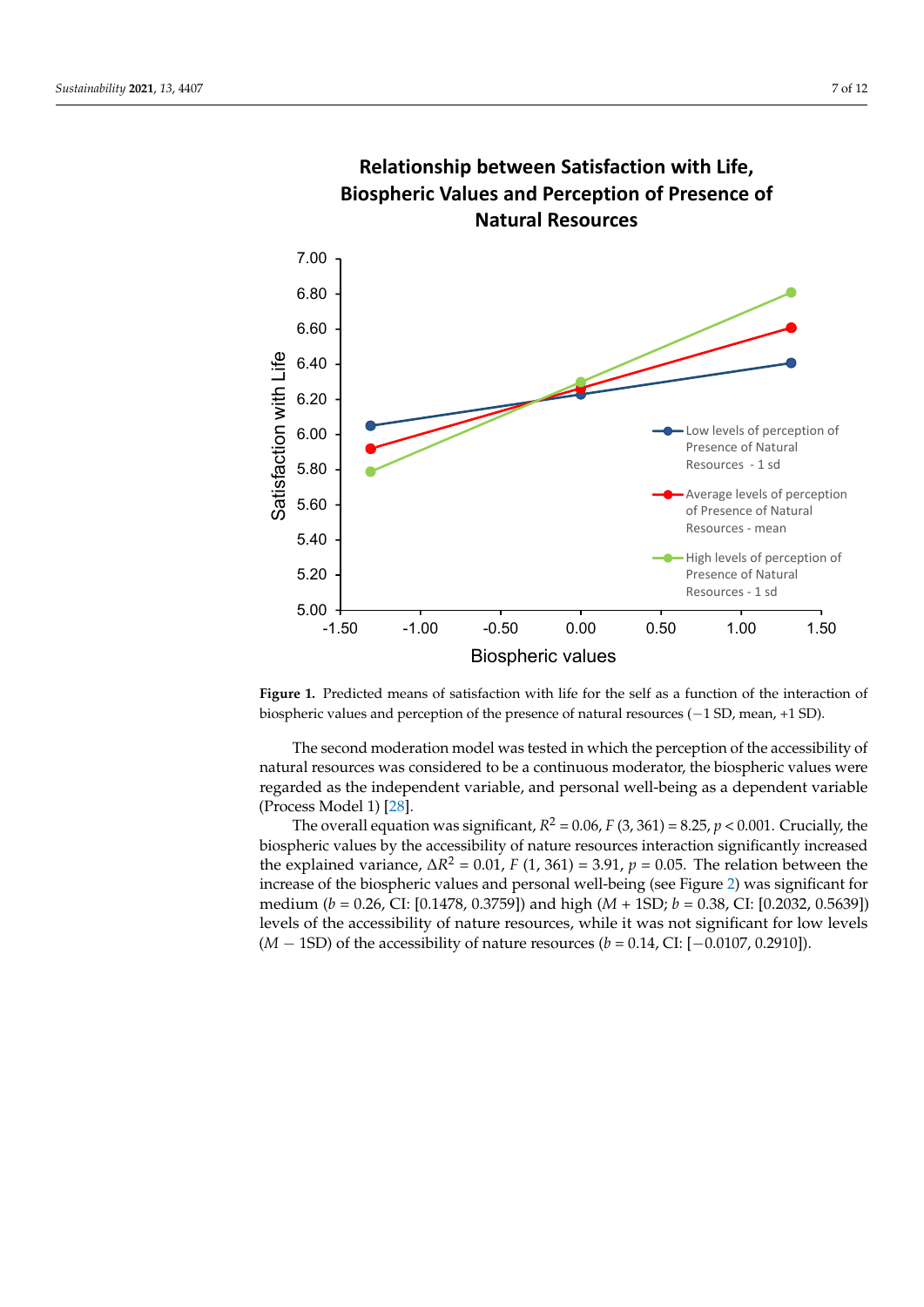**Relationship between Satisfaction with Life, Biospheric Values and Perception of Presence of Natural Resources**

**Figure 1.** Predicted means of satisfaction with life for the self as a function of the interaction of biospheric values and perception of the presence of natural resources (−1 SD, mean, +1 SD).

The second moderation model was tested in which the perception of the accessibility of natural resources was considered to be a continuous moderator, the biospheric values were regarded as the independent variable, and personal well-being as a dependent variable (Process Model 1) [28].

The overall equation was significant, $R^2 = 0.06$, $F\ (3, 361) = 8.25$, $p < 0.001$. Crucially, the biospheric values by the accessibility of nature resources interaction significantly increased the explained variance, $\Delta R^2 = 0.01$, $F\ (1, 361) = 3.91$, $p = 0.05$. The relation between the increase of the biospheric values and personal well-being (see Figure 2) was significant for medium ($b = 0.26$, CI: [0.1478, 0.3759]) and high ($M + 1\text{SD}$; $b = 0.38$, CI: [0.2032, 0.5639]) levels of the accessibility of nature resources, while it was not significant for low levels ($M - 1\text{SD}$) of the accessibility of nature resources ($b = 0.14$, CI: [−0.0107, 0.2910]).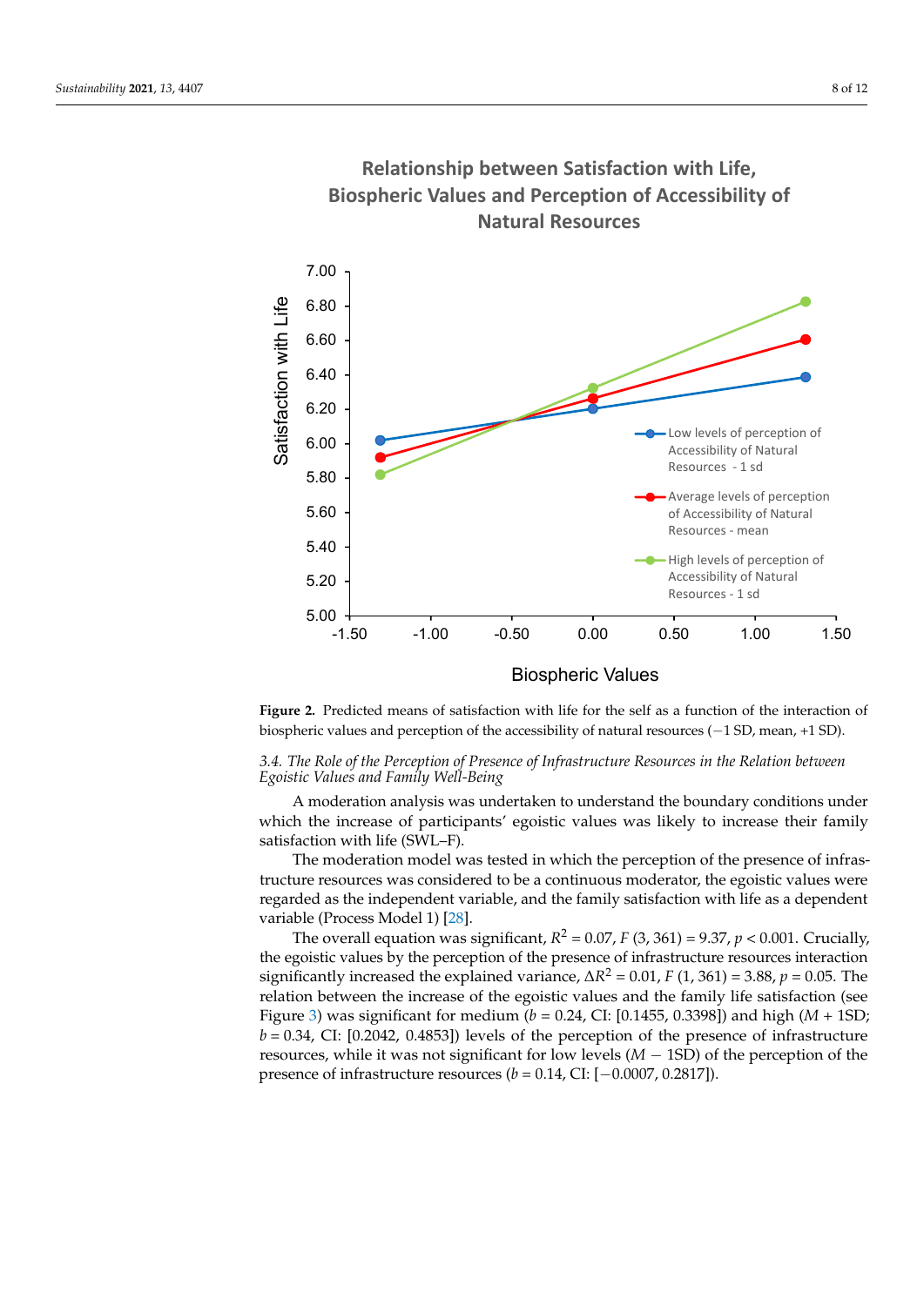**Figure 2.** Predicted means of satisfaction with life for the self as a function of the interaction of biospheric values and perception of the accessibility of natural resources (−1 SD, mean, +1 SD).

### 3.4. *The Role of the Perception of Presence of Infrastructure Resources in the Relation between Egoistic Values and Family Well-Being*

A moderation analysis was undertaken to understand the boundary conditions under which the increase of participants' egoistic values was likely to increase their family satisfaction with life (SWL–F).

The moderation model was tested in which the perception of the presence of infrastructure resources was considered to be a continuous moderator, the egoistic values were regarded as the independent variable, and the family satisfaction with life as a dependent variable (Process Model 1) [28].

The overall equation was significant, $R^2 = 0.07$, $F\ (3, 361) = 9.37$, $p < 0.001$. Crucially, the egoistic values by the perception of the presence of infrastructure resources interaction significantly increased the explained variance, $\Delta R^2 = 0.01$, $F\ (1, 361) = 3.88$, $p = 0.05$. The relation between the increase of the egoistic values and the family life satisfaction (see Figure 3) was significant for medium ($b = 0.24$, CI: [0.1455, 0.3398]) and high ($M + 1\text{SD}$; $b = 0.34$, CI: [0.2042, 0.4853]) levels of the perception of the presence of infrastructure resources, while it was not significant for low levels ($M - 1\text{SD}$) of the perception of the presence of infrastructure resources ($b = 0.14$, CI: [−0.0007, 0.2817]).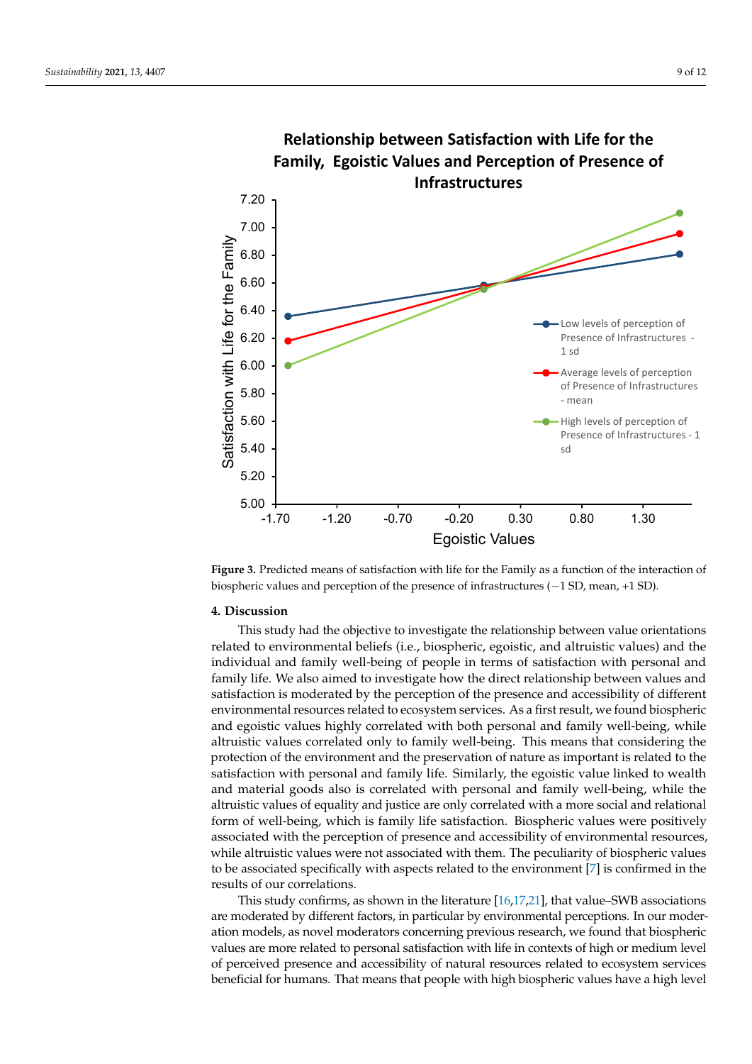**Figure 3.** Predicted means of satisfaction with life for the Family as a function of the interaction of biospheric values and perception of the presence of infrastructures (−1 SD, mean, +1 SD).

## 4. Discussion

This study had the objective to investigate the relationship between value orientations related to environmental beliefs (i.e., biospheric, egoistic, and altruistic values) and the individual and family well-being of people in terms of satisfaction with personal and family life. We also aimed to investigate how the direct relationship between values and satisfaction is moderated by the perception of the presence and accessibility of different environmental resources related to ecosystem services. As a first result, we found biospheric and egoistic values highly correlated with both personal and family well-being, while altruistic values correlated only to family well-being. This means that considering the protection of the environment and the preservation of nature as important is related to the satisfaction with personal and family life. Similarly, the egoistic value linked to wealth and material goods also is correlated with personal and family well-being, while the altruistic values of equality and justice are only correlated with a more social and relational form of well-being, which is family life satisfaction. Biospheric values were positively associated with the perception of presence and accessibility of environmental resources, while altruistic values were not associated with them. The peculiarity of biospheric values to be associated specifically with aspects related to the environment [7] is confirmed in the results of our correlations.

This study confirms, as shown in the literature [16,17,21], that value–SWB associations are moderated by different factors, in particular by environmental perceptions. In our moderation models, as novel moderators concerning previous research, we found that biospheric values are more related to personal satisfaction with life in contexts of high or medium level of perceived presence and accessibility of natural resources related to ecosystem services beneficial for humans. That means that people with high biospheric values have a high level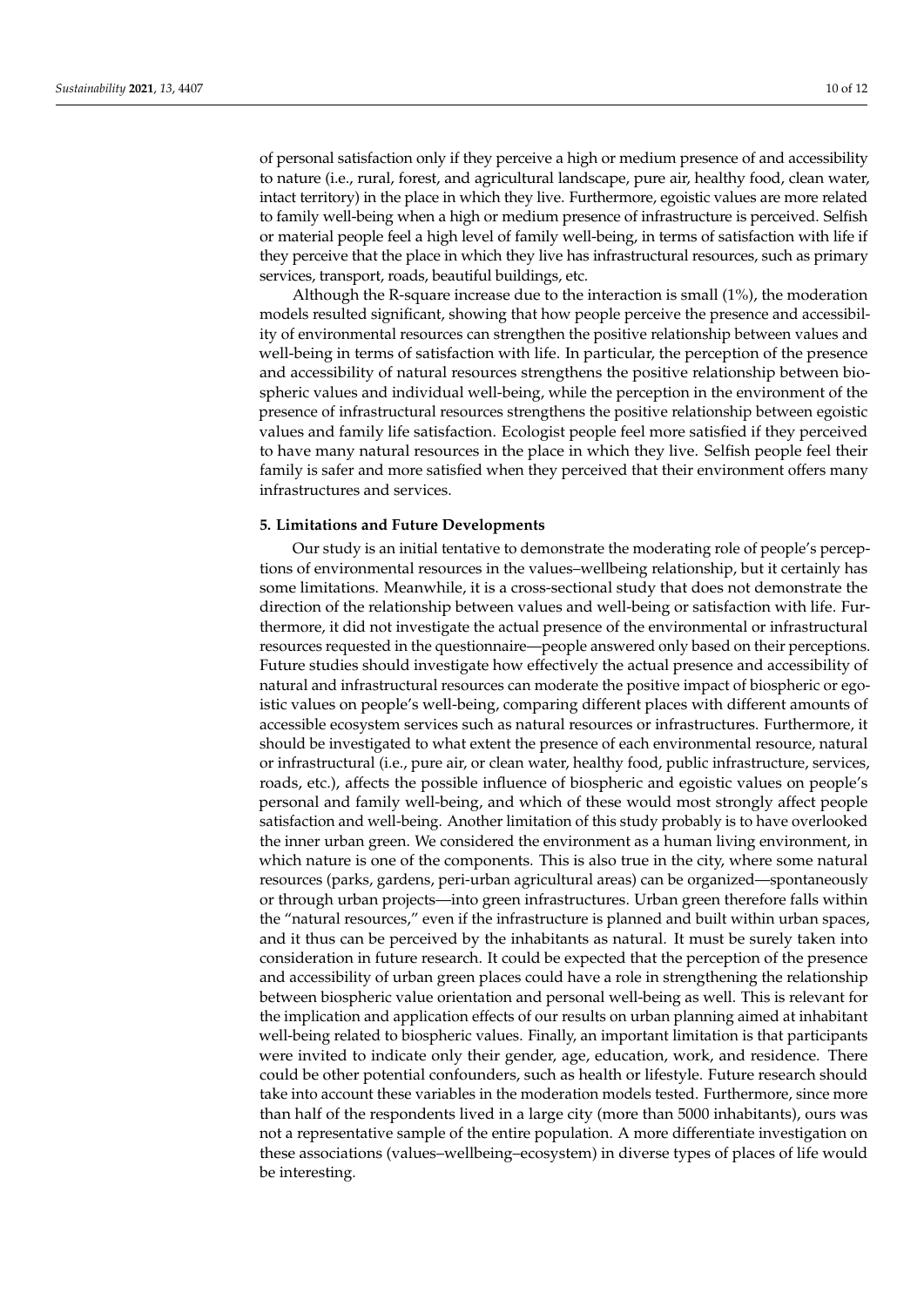of personal satisfaction only if they perceive a high or medium presence of and accessibility to nature (i.e., rural, forest, and agricultural landscape, pure air, healthy food, clean water, intact territory) in the place in which they live. Furthermore, egoistic values are more related to family well-being when a high or medium presence of infrastructure is perceived. Selfish or material people feel a high level of family well-being, in terms of satisfaction with life if they perceive that the place in which they live has infrastructural resources, such as primary services, transport, roads, beautiful buildings, etc.

Although the R-square increase due to the interaction is small (1%), the moderation models resulted significant, showing that how people perceive the presence and accessibility of environmental resources can strengthen the positive relationship between values and well-being in terms of satisfaction with life. In particular, the perception of the presence and accessibility of natural resources strengthens the positive relationship between biospheric values and individual well-being, while the perception in the environment of the presence of infrastructural resources strengthens the positive relationship between egoistic values and family life satisfaction. Ecologist people feel more satisfied if they perceived to have many natural resources in the place in which they live. Selfish people feel their family is safer and more satisfied when they perceived that their environment offers many infrastructures and services.

## 5. Limitations and Future Developments

Our study is an initial tentative to demonstrate the moderating role of people's perceptions of environmental resources in the values–wellbeing relationship, but it certainly has some limitations. Meanwhile, it is a cross-sectional study that does not demonstrate the direction of the relationship between values and well-being or satisfaction with life. Furthermore, it did not investigate the actual presence of the environmental or infrastructural resources requested in the questionnaire—people answered only based on their perceptions. Future studies should investigate how effectively the actual presence and accessibility of natural and infrastructural resources can moderate the positive impact of biospheric or egoistic values on people's well-being, comparing different places with different amounts of accessible ecosystem services such as natural resources or infrastructures. Furthermore, it should be investigated to what extent the presence of each environmental resource, natural or infrastructural (i.e., pure air, or clean water, healthy food, public infrastructure, services, roads, etc.), affects the possible influence of biospheric and egoistic values on people's personal and family well-being, and which of these would most strongly affect people satisfaction and well-being. Another limitation of this study probably is to have overlooked the inner urban green. We considered the environment as a human living environment, in which nature is one of the components. This is also true in the city, where some natural resources (parks, gardens, peri-urban agricultural areas) can be organized—spontaneously or through urban projects—into green infrastructures. Urban green therefore falls within the "natural resources," even if the infrastructure is planned and built within urban spaces, and it thus can be perceived by the inhabitants as natural. It must be surely taken into consideration in future research. It could be expected that the perception of the presence and accessibility of urban green places could have a role in strengthening the relationship between biospheric value orientation and personal well-being as well. This is relevant for the implication and application effects of our results on urban planning aimed at inhabitant well-being related to biospheric values. Finally, an important limitation is that participants were invited to indicate only their gender, age, education, work, and residence. There could be other potential confounders, such as health or lifestyle. Future research should take into account these variables in the moderation models tested. Furthermore, since more than half of the respondents lived in a large city (more than 5000 inhabitants), ours was not a representative sample of the entire population. A more differentiate investigation on these associations (values–wellbeing–ecosystem) in diverse types of places of life would be interesting.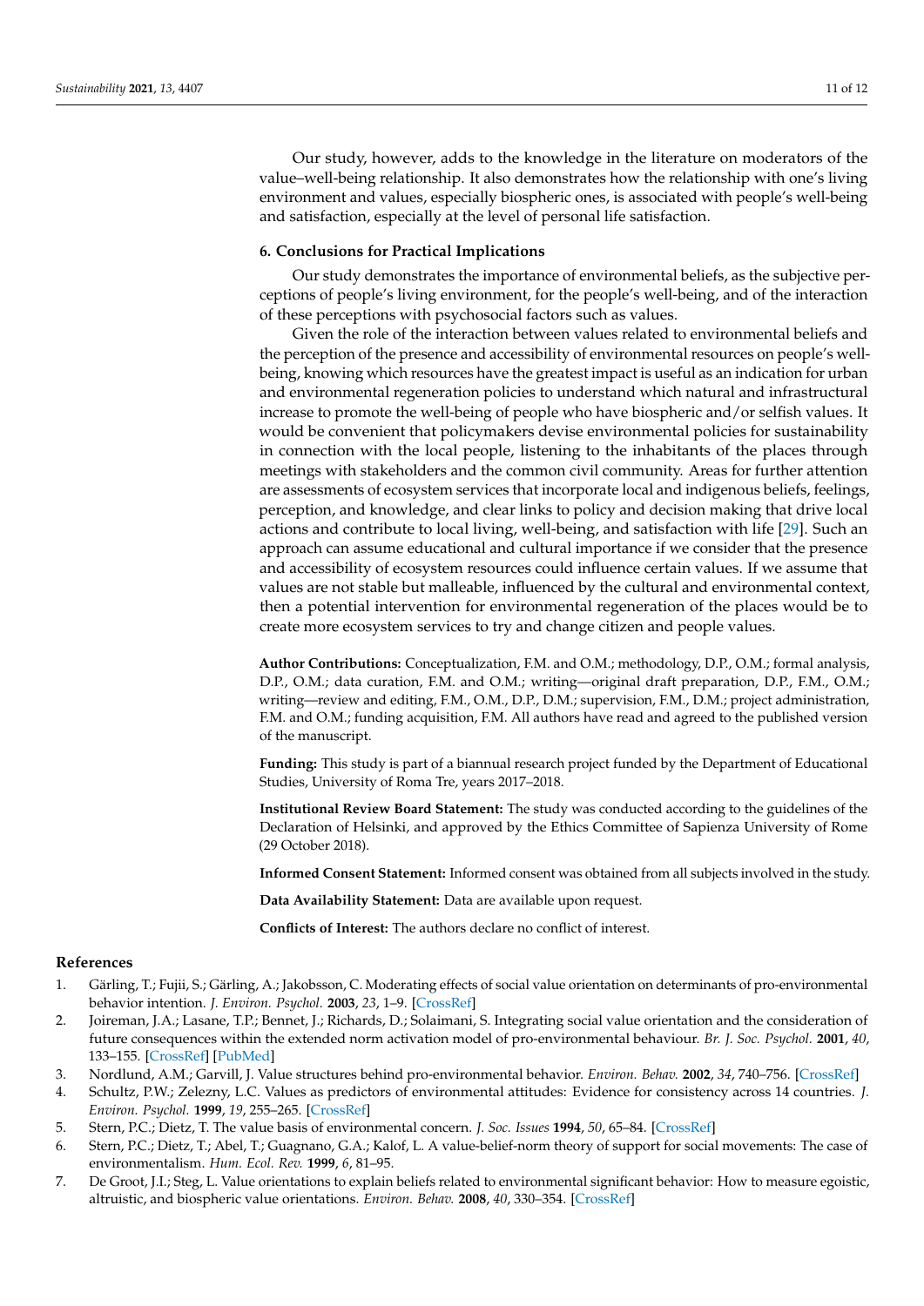Our study, however, adds to the knowledge in the literature on moderators of the value–well-being relationship. It also demonstrates how the relationship with one's living environment and values, especially biospheric ones, is associated with people's well-being and satisfaction, especially at the level of personal life satisfaction.

## 6. Conclusions for Practical Implications

Our study demonstrates the importance of environmental beliefs, as the subjective perceptions of people's living environment, for the people's well-being, and of the interaction of these perceptions with psychosocial factors such as values.

Given the role of the interaction between values related to environmental beliefs and the perception of the presence and accessibility of environmental resources on people's well-being, knowing which resources have the greatest impact is useful as an indication for urban and environmental regeneration policies to understand which natural and infrastructural increase to promote the well-being of people who have biospheric and/or selfish values. It would be convenient that policymakers devise environmental policies for sustainability in connection with the local people, listening to the inhabitants of the places through meetings with stakeholders and the common civil community. Areas for further attention are assessments of ecosystem services that incorporate local and indigenous beliefs, feelings, perception, and knowledge, and clear links to policy and decision making that drive local actions and contribute to local living, well-being, and satisfaction with life [29]. Such an approach can assume educational and cultural importance if we consider that the presence and accessibility of ecosystem resources could influence certain values. If we assume that values are not stable but malleable, influenced by the cultural and environmental context, then a potential intervention for environmental regeneration of the places would be to create more ecosystem services to try and change citizen and people values.

**Author Contributions:** Conceptualization, F.M. and O.M.; methodology, D.P., O.M.; formal analysis, D.P., O.M.; data curation, F.M. and O.M.; writing—original draft preparation, D.P., F.M., O.M.; writing—review and editing, F.M., O.M., D.P., D.M.; supervision, F.M., D.M.; project administration, F.M. and O.M.; funding acquisition, F.M. All authors have read and agreed to the published version of the manuscript.

**Funding:** This study is part of a biannual research project funded by the Department of Educational Studies, University of Roma Tre, years 2017–2018.

**Institutional Review Board Statement:** The study was conducted according to the guidelines of the Declaration of Helsinki, and approved by the Ethics Committee of Sapienza University of Rome (29 October 2018).

**Informed Consent Statement:** Informed consent was obtained from all subjects involved in the study.

**Data Availability Statement:** Data are available upon request.

**Conflicts of Interest:** The authors declare no conflict of interest.

## References

1. Gärling, T.; Fujii, S.; Gärling, A.; Jakobsson, C. Moderating effects of social value orientation on determinants of pro-environmental behavior intention. *J. Environ. Psychol.* **2003**, *23*, 1–9. [CrossRef]
2. Joireman, J.A.; Lasane, T.P.; Bennet, J.; Richards, D.; Solaimani, S. Integrating social value orientation and the consideration of future consequences within the extended norm activation model of pro-environmental behaviour. *Br. J. Soc. Psychol.* **2001**, *40*, 133–155. [CrossRef] [PubMed]
3. Nordlund, A.M.; Garvill, J. Value structures behind pro-environmental behavior. *Environ. Behav.* **2002**, *34*, 740–756. [CrossRef]
4. Schultz, P.W.; Zelezny, L.C. Values as predictors of environmental attitudes: Evidence for consistency across 14 countries. *J. Environ. Psychol.* **1999**, *19*, 255–265. [CrossRef]
5. Stern, P.C.; Dietz, T. The value basis of environmental concern. *J. Soc. Issues* **1994**, *50*, 65–84. [CrossRef]
6. Stern, P.C.; Dietz, T.; Abel, T.; Guagnano, G.A.; Kalof, L. A value-belief-norm theory of support for social movements: The case of environmentalism. *Hum. Ecol. Rev.* **1999**, *6*, 81–95.
7. De Groot, J.I.; Steg, L. Value orientations to explain beliefs related to environmental significant behavior: How to measure egoistic, altruistic, and biospheric value orientations. *Environ. Behav.* **2008**, *40*, 330–354. [CrossRef]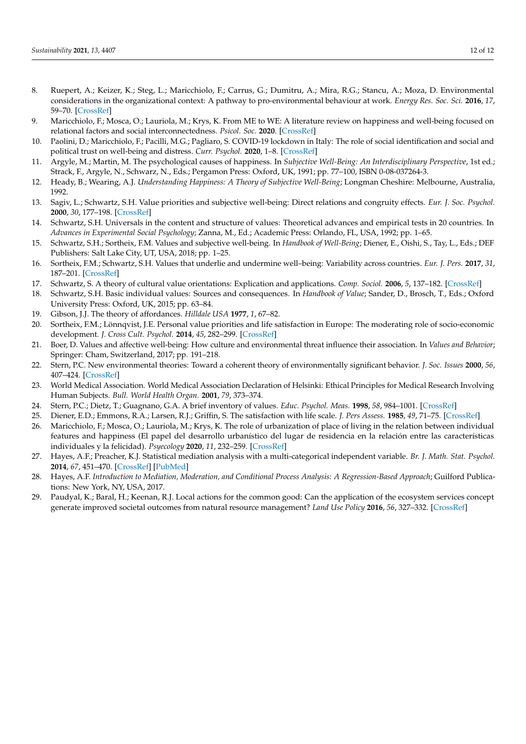8. Ruepert, A.; Keizer, K.; Steg, L.; Maricchiolo, F.; Carrus, G.; Dumitru, A.; Mira, R.G.; Stancu, A.; Moza, D. Environmental considerations in the organizational context: A pathway to pro-environmental behaviour at work. *Energy Res. Soc. Sci.* **2016**, *17*, 59–70. [CrossRef]
9. Maricchiolo, F.; Mosca, O.; Lauriola, M.; Krys, K. From ME to WE: A literature review on happiness and well-being focused on relational factors and social interconnectedness. *Psicol. Soc.* **2020**. [CrossRef]
10. Paolini, D.; Maricchiolo, F.; Pacilli, M.G.; Pagliaro, S. COVID-19 lockdown in Italy: The role of social identification and social and political trust on well-being and distress. *Curr. Psychol.* **2020**, 1–8. [CrossRef]
11. Argyle, M.; Martin, M. The psychological causes of happiness. In *Subjective Well-Being: An Interdisciplinary Perspective*, 1st ed.; Strack, F., Argyle, N., Schwarz, N., Eds.; Pergamon Press: Oxford, UK, 1991; pp. 77–100, ISBN 0-08-037264-3.
12. Heady, B.; Wearing, A.J. *Understanding Happiness: A Theory of Subjective Well-Being*; Longman Cheshire: Melbourne, Australia, 1992.
13. Sagiv, L.; Schwartz, S.H. Value priorities and subjective well-being: Direct relations and congruity effects. *Eur. J. Soc. Psychol.* **2000**, *30*, 177–198. [CrossRef]
14. Schwartz, S.H. Universals in the content and structure of values: Theoretical advances and empirical tests in 20 countries. In *Advances in Experimental Social Psychology*; Zanna, M., Ed.; Academic Press: Orlando, FL, USA, 1992; pp. 1–65.
15. Schwartz, S.H.; Sortheix, F.M. Values and subjective well-being. In *Handbook of Well-Being*; Diener, E., Oishi, S., Tay, L., Eds.; DEF Publishers: Salt Lake City, UT, USA, 2018; pp. 1–25.
16. Sortheix, F.M.; Schwartz, S.H. Values that underlie and undermine well–being: Variability across countries. *Eur. J. Pers.* **2017**, *31*, 187–201. [CrossRef]
17. Schwartz, S. A theory of cultural value orientations: Explication and applications. *Comp. Sociol.* **2006**, *5*, 137–182. [CrossRef]
18. Schwartz, S.H. Basic individual values: Sources and consequences. In *Handbook of Value*; Sander, D., Brosch, T., Eds.; Oxford University Press: Oxford, UK, 2015; pp. 63–84.
19. Gibson, J.J. The theory of affordances. *Hilldale USA* **1977**, *1*, 67–82.
20. Sortheix, F.M.; Lönnqvist, J.E. Personal value priorities and life satisfaction in Europe: The moderating role of socio-economic development. *J. Cross Cult. Psychol.* **2014**, *45*, 282–299. [CrossRef]
21. Boer, D. Values and affective well-being: How culture and environmental threat influence their association. In *Values and Behavior*; Springer: Cham, Switzerland, 2017; pp. 191–218.
22. Stern, P.C. New environmental theories: Toward a coherent theory of environmentally significant behavior. *J. Soc. Issues* **2000**, *56*, 407–424. [CrossRef]
23. World Medical Association. World Medical Association Declaration of Helsinki: Ethical Principles for Medical Research Involving Human Subjects. *Bull. World Health Organ.* **2001**, *79*, 373–374.
24. Stern, P.C.; Dietz, T.; Guagnano, G.A. A brief inventory of values. *Educ. Psychol. Meas.* **1998**, *58*, 984–1001. [CrossRef]
25. Diener, E.D.; Emmons, R.A.; Larsen, R.J.; Griffin, S. The satisfaction with life scale. *J. Pers Assess.* **1985**, *49*, 71–75. [CrossRef]
26. Maricchiolo, F.; Mosca, O.; Lauriola, M.; Krys, K. The role of urbanization of place of living in the relation between individual features and happiness (El papel del desarrollo urbanístico del lugar de residencia en la relación entre las características individuales y la felicidad). *Psyecology* **2020**, *11*, 232–259. [CrossRef]
27. Hayes, A.F.; Preacher, K.J. Statistical mediation analysis with a multi-categorical independent variable. *Br. J. Math. Stat. Psychol.* **2014**, *67*, 451–470. [CrossRef] [PubMed]
28. Hayes, A.F. *Introduction to Mediation, Moderation, and Conditional Process Analysis: A Regression-Based Approach*; Guilford Publications: New York, NY, USA, 2017.
29. Paudyal, K.; Baral, H.; Keenan, R.J. Local actions for the common good: Can the application of the ecosystem services concept generate improved societal outcomes from natural resource management? *Land Use Policy* **2016**, *56*, 327–332. [CrossRef]